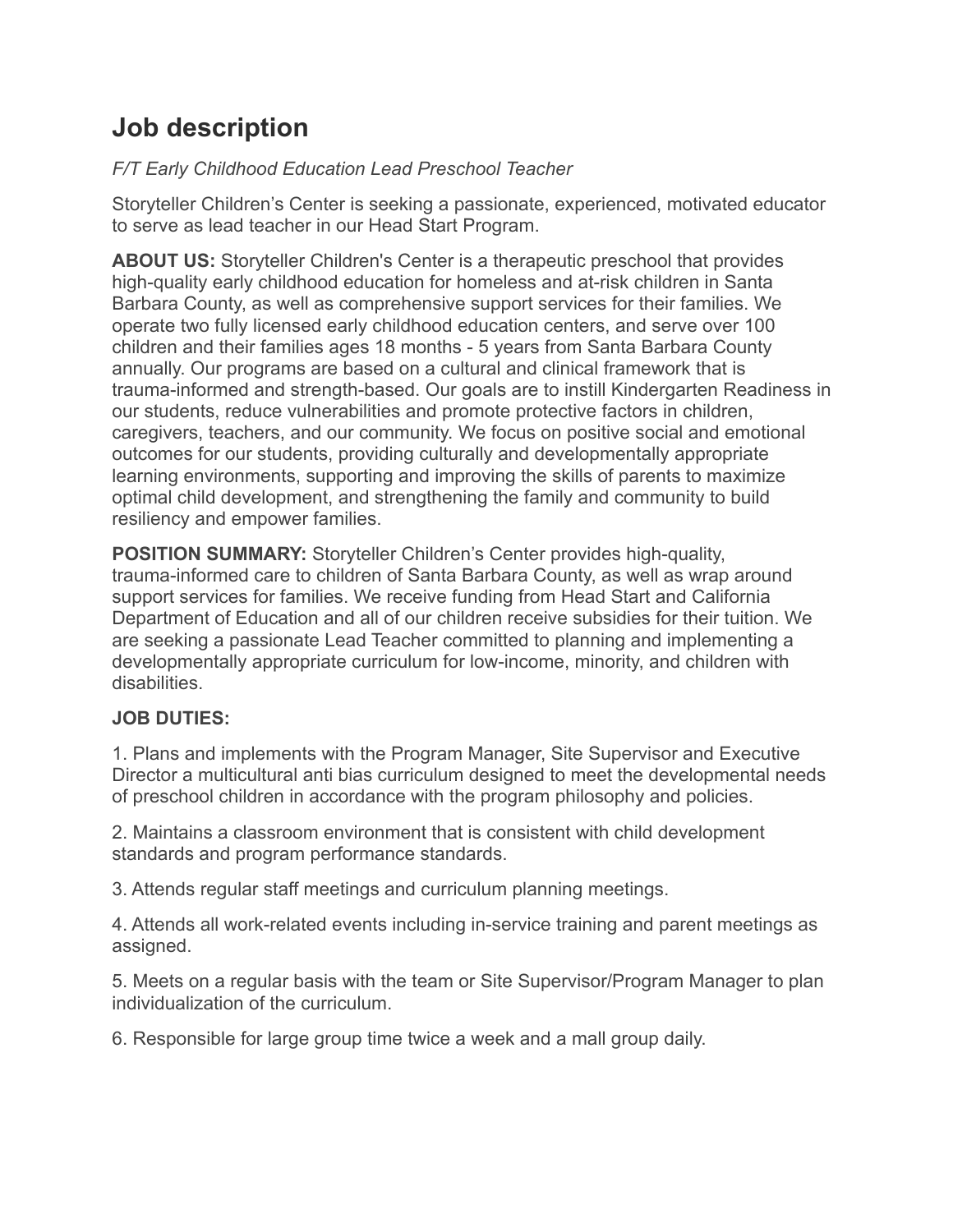# Job description

*F/T Early Childhood Education Lead Preschool Teacher*

Storyteller Children's Center is seeking a passionate, experienced, motivated educator to serve as lead teacher in our Head Start Program.

**ABOUT US:** Storyteller Children's Center is a therapeutic preschool that provides high-quality early childhood education for homeless and at-risk children in Santa Barbara County, as well as comprehensive support services for their families. We operate two fully licensed early childhood education centers, and serve over 100 children and their families ages 18 months - 5 years from Santa Barbara County annually. Our programs are based on a cultural and clinical framework that is trauma-informed and strength-based. Our goals are to instill Kindergarten Readiness in our students, reduce vulnerabilities and promote protective factors in children, caregivers, teachers, and our community. We focus on positive social and emotional outcomes for our students, providing culturally and developmentally appropriate learning environments, supporting and improving the skills of parents to maximize optimal child development, and strengthening the family and community to build resiliency and empower families.

**POSITION SUMMARY:** Storyteller Children's Center provides high-quality, trauma-informed care to children of Santa Barbara County, as well as wrap around support services for families. We receive funding from Head Start and California Department of Education and all of our children receive subsidies for their tuition. We are seeking a passionate Lead Teacher committed to planning and implementing a developmentally appropriate curriculum for low-income, minority, and children with disabilities.

**JOB DUTIES:**

1. Plans and implements with the Program Manager, Site Supervisor and Executive Director a multicultural anti bias curriculum designed to meet the developmental needs of preschool children in accordance with the program philosophy and policies.

2. Maintains a classroom environment that is consistent with child development standards and program performance standards.

3. Attends regular staff meetings and curriculum planning meetings.

4. Attends all work-related events including in-service training and parent meetings as assigned.

5. Meets on a regular basis with the team or Site Supervisor/Program Manager to plan individualization of the curriculum.

6. Responsible for large group time twice a week and a mall group daily.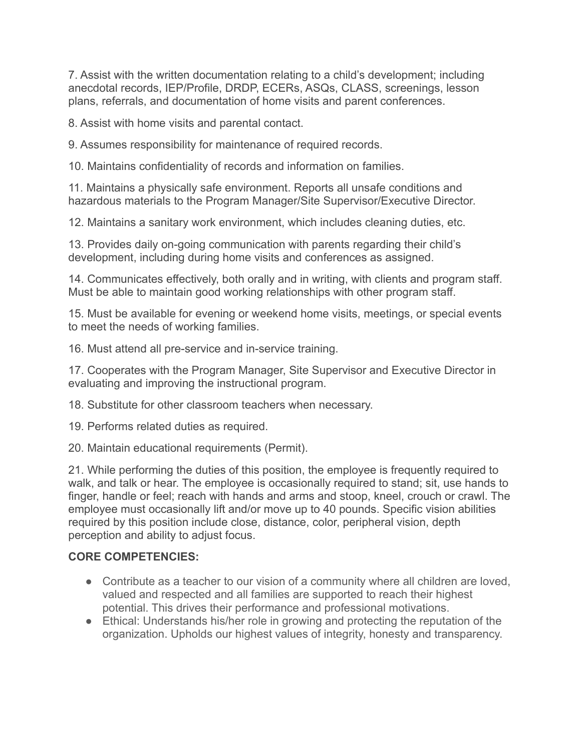7. Assist with the written documentation relating to a child's development; including anecdotal records, IEP/Profile, DRDP, ECERs, ASQs, CLASS, screenings, lesson plans, referrals, and documentation of home visits and parent conferences.

8. Assist with home visits and parental contact.

9. Assumes responsibility for maintenance of required records.

10. Maintains confidentiality of records and information on families.

11. Maintains a physically safe environment. Reports all unsafe conditions and hazardous materials to the Program Manager/Site Supervisor/Executive Director.

12. Maintains a sanitary work environment, which includes cleaning duties, etc.

13. Provides daily on-going communication with parents regarding their child's development, including during home visits and conferences as assigned.

14. Communicates effectively, both orally and in writing, with clients and program staff. Must be able to maintain good working relationships with other program staff.

15. Must be available for evening or weekend home visits, meetings, or special events to meet the needs of working families.

16. Must attend all pre-service and in-service training.

17. Cooperates with the Program Manager, Site Supervisor and Executive Director in evaluating and improving the instructional program.

18. Substitute for other classroom teachers when necessary.

19. Performs related duties as required.

20. Maintain educational requirements (Permit).

21. While performing the duties of this position, the employee is frequently required to walk, and talk or hear. The employee is occasionally required to stand; sit, use hands to finger, handle or feel; reach with hands and arms and stoop, kneel, crouch or crawl. The employee must occasionally lift and/or move up to 40 pounds. Specific vision abilities required by this position include close, distance, color, peripheral vision, depth perception and ability to adjust focus.

**CORE COMPETENCIES:**

- Contribute as a teacher to our vision of a community where all children are loved, valued and respected and all families are supported to reach their highest potential. This drives their performance and professional motivations.
- Ethical: Understands his/her role in growing and protecting the reputation of the organization. Upholds our highest values of integrity, honesty and transparency.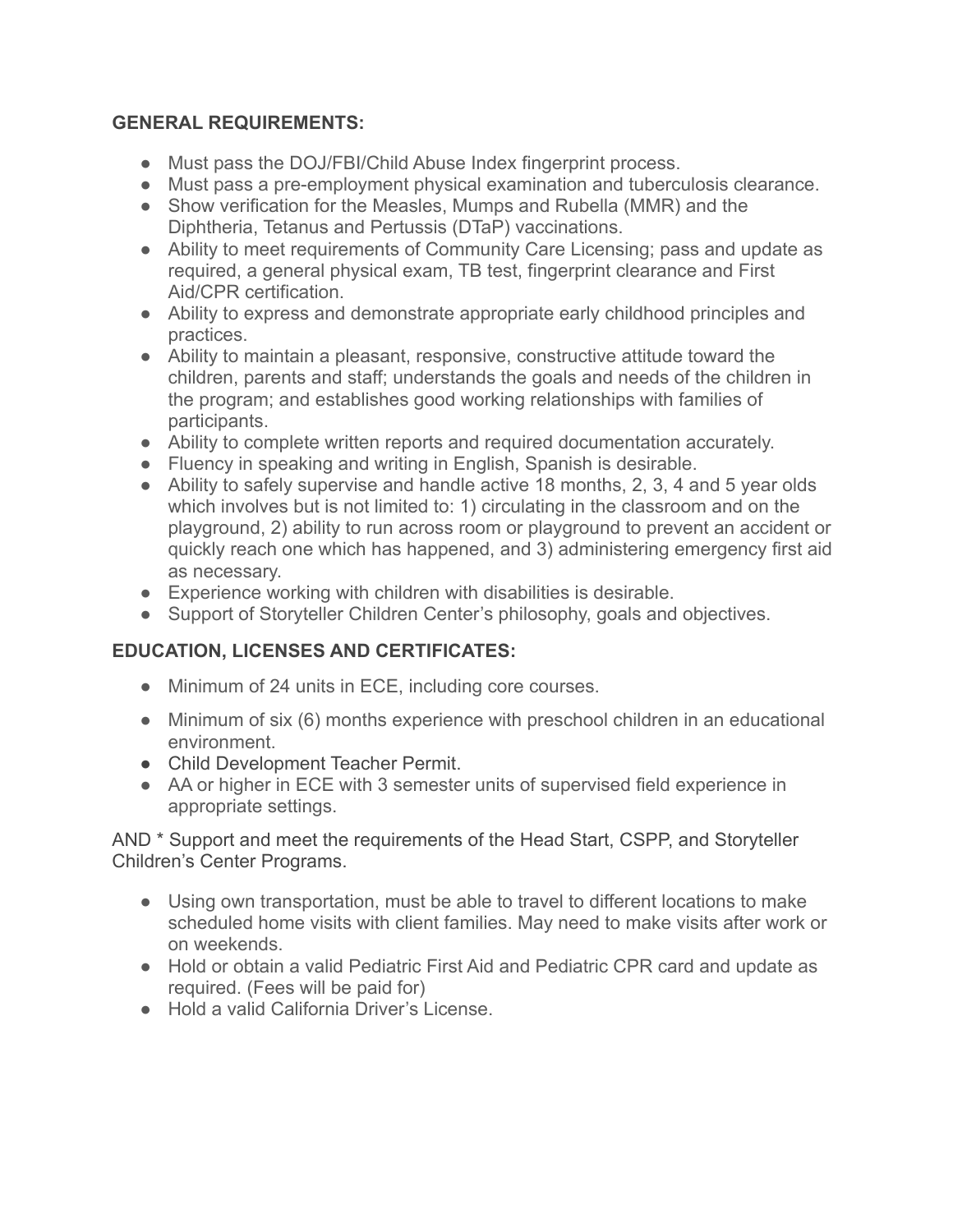**GENERAL REQUIREMENTS:**

- Must pass the DOJ/FBI/Child Abuse Index fingerprint process.
- Must pass a pre-employment physical examination and tuberculosis clearance.
- Show verification for the Measles, Mumps and Rubella (MMR) and the Diphtheria, Tetanus and Pertussis (DTaP) vaccinations.
- Ability to meet requirements of Community Care Licensing; pass and update as required, a general physical exam, TB test, fingerprint clearance and First Aid/CPR certification.
- Ability to express and demonstrate appropriate early childhood principles and practices.
- Ability to maintain a pleasant, responsive, constructive attitude toward the children, parents and staff; understands the goals and needs of the children in the program; and establishes good working relationships with families of participants.
- Ability to complete written reports and required documentation accurately.
- Fluency in speaking and writing in English, Spanish is desirable.
- Ability to safely supervise and handle active 18 months, 2, 3, 4 and 5 year olds which involves but is not limited to: 1) circulating in the classroom and on the playground, 2) ability to run across room or playground to prevent an accident or quickly reach one which has happened, and 3) administering emergency first aid as necessary.
- Experience working with children with disabilities is desirable.
- Support of Storyteller Children Center's philosophy, goals and objectives.

**EDUCATION, LICENSES AND CERTIFICATES:**

- Minimum of 24 units in ECE, including core courses.
- Minimum of six (6) months experience with preschool children in an educational environment.
- Child Development Teacher Permit.
- AA or higher in ECE with 3 semester units of supervised field experience in appropriate settings.

AND * Support and meet the requirements of the Head Start, CSPP, and Storyteller Children's Center Programs.

- Using own transportation, must be able to travel to different locations to make scheduled home visits with client families. May need to make visits after work or on weekends.
- Hold or obtain a valid Pediatric First Aid and Pediatric CPR card and update as required. (Fees will be paid for)
- Hold a valid California Driver's License.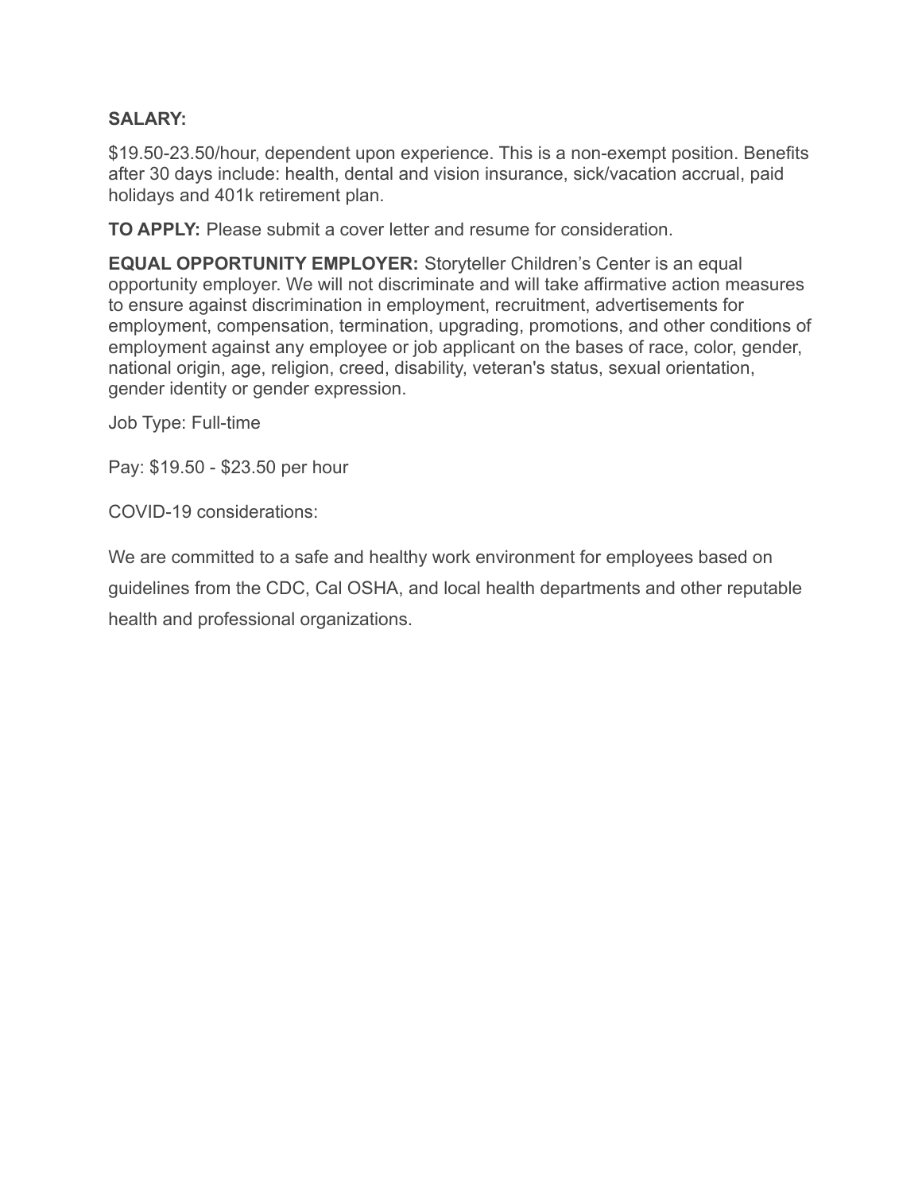**SALARY:**

$19.50-23.50/hour, dependent upon experience. This is a non-exempt position. Benefits after 30 days include: health, dental and vision insurance, sick/vacation accrual, paid holidays and 401k retirement plan.

**TO APPLY:** Please submit a cover letter and resume for consideration.

**EQUAL OPPORTUNITY EMPLOYER:** Storyteller Children's Center is an equal opportunity employer. We will not discriminate and will take affirmative action measures to ensure against discrimination in employment, recruitment, advertisements for employment, compensation, termination, upgrading, promotions, and other conditions of employment against any employee or job applicant on the bases of race, color, gender, national origin, age, religion, creed, disability, veteran's status, sexual orientation, gender identity or gender expression.

Job Type: Full-time

Pay: $19.50 - $23.50 per hour

COVID-19 considerations:

We are committed to a safe and healthy work environment for employees based on guidelines from the CDC, Cal OSHA, and local health departments and other reputable health and professional organizations.